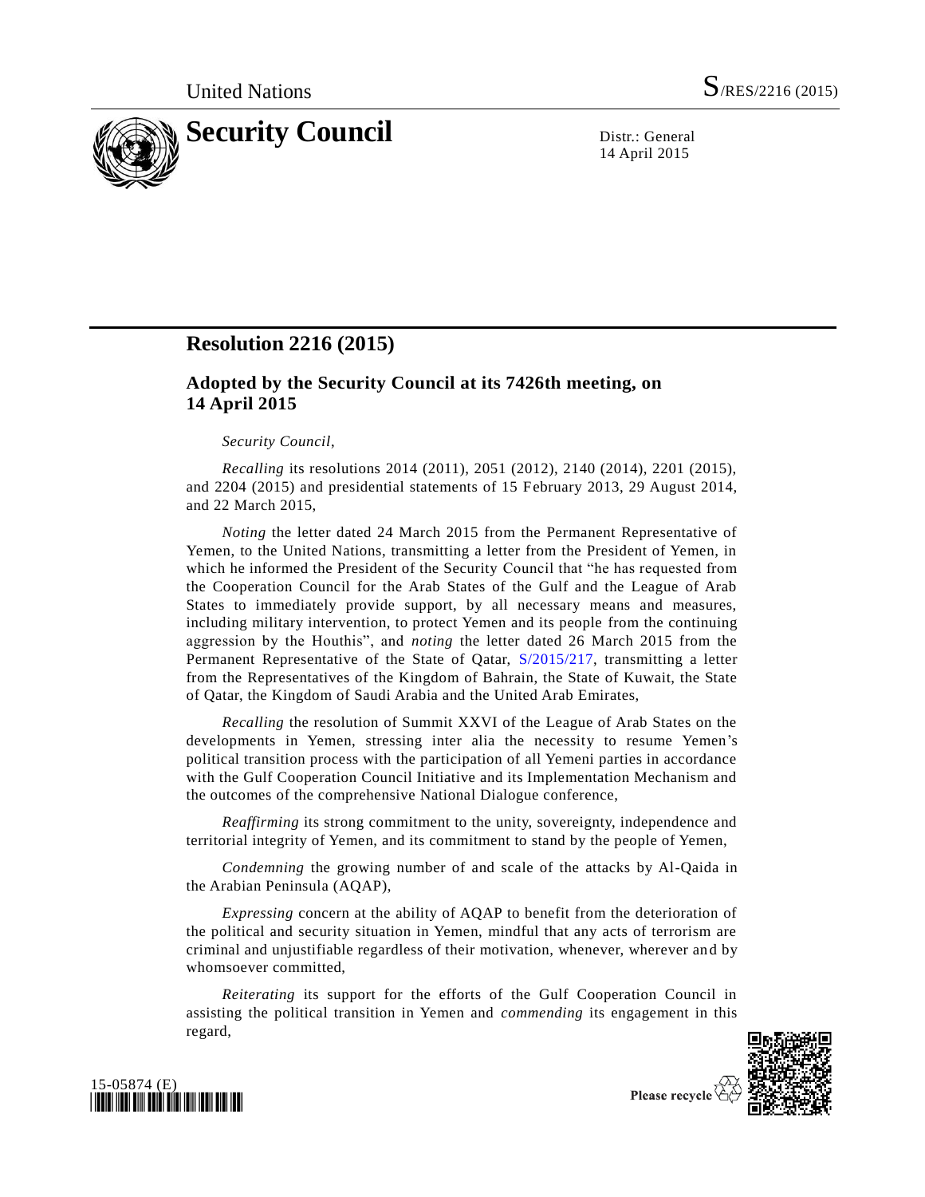# Resolution 2216 (2015)

## Adopted by the Security Council at its 7426th meeting, on 14 April 2015

*Security Council*,

*Recalling* its resolutions 2014 (2011), 2051 (2012), 2140 (2014), 2201 (2015), and 2204 (2015) and presidential statements of 15 February 2013, 29 August 2014, and 22 March 2015,

*Noting* the letter dated 24 March 2015 from the Permanent Representative of Yemen, to the United Nations, transmitting a letter from the President of Yemen, in which he informed the President of the Security Council that "he has requested from the Cooperation Council for the Arab States of the Gulf and the League of Arab States to immediately provide support, by all necessary means and measures, including military intervention, to protect Yemen and its people from the continuing aggression by the Houthis", and *noting* the letter dated 26 March 2015 from the Permanent Representative of the State of Qatar, S/2015/217, transmitting a letter from the Representatives of the Kingdom of Bahrain, the State of Kuwait, the State of Qatar, the Kingdom of Saudi Arabia and the United Arab Emirates,

*Recalling* the resolution of Summit XXVI of the League of Arab States on the developments in Yemen, stressing inter alia the necessity to resume Yemen's political transition process with the participation of all Yemeni parties in accordance with the Gulf Cooperation Council Initiative and its Implementation Mechanism and the outcomes of the comprehensive National Dialogue conference,

*Reaffirming* its strong commitment to the unity, sovereignty, independence and territorial integrity of Yemen, and its commitment to stand by the people of Yemen,

*Condemning* the growing number of and scale of the attacks by Al-Qaida in the Arabian Peninsula (AQAP),

*Expressing* concern at the ability of AQAP to benefit from the deterioration of the political and security situation in Yemen, mindful that any acts of terrorism are criminal and unjustifiable regardless of their motivation, whenever, wherever and by whomsoever committed,

*Reiterating* its support for the efforts of the Gulf Cooperation Council in assisting the political transition in Yemen and *commending* its engagement in this regard,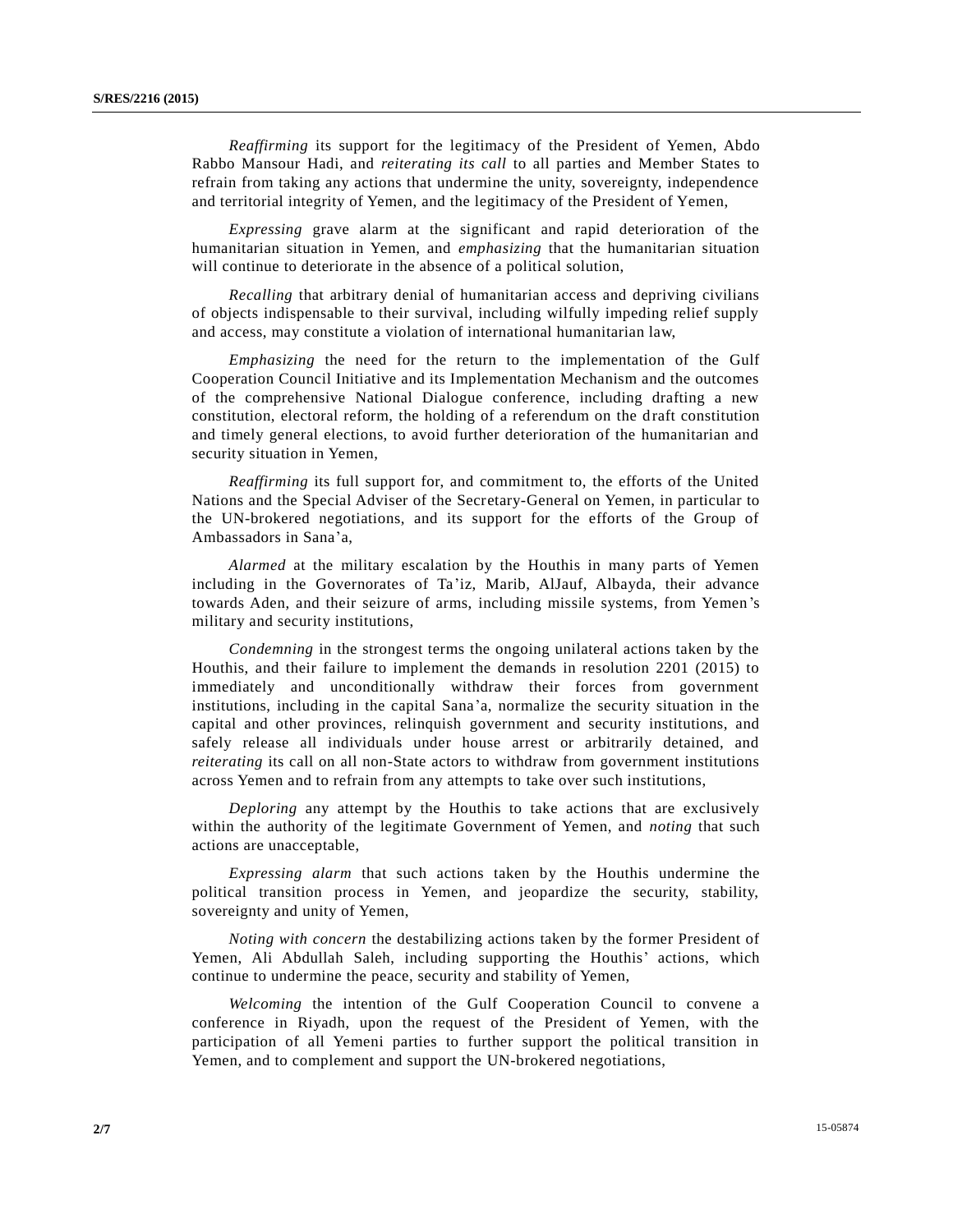*Reaffirming* its support for the legitimacy of the President of Yemen, Abdo Rabbo Mansour Hadi, and *reiterating its call* to all parties and Member States to refrain from taking any actions that undermine the unity, sovereignty, independence and territorial integrity of Yemen, and the legitimacy of the President of Yemen,

*Expressing* grave alarm at the significant and rapid deterioration of the humanitarian situation in Yemen, and *emphasizing* that the humanitarian situation will continue to deteriorate in the absence of a political solution,

*Recalling* that arbitrary denial of humanitarian access and depriving civilians of objects indispensable to their survival, including wilfully impeding relief supply and access, may constitute a violation of international humanitarian law,

*Emphasizing* the need for the return to the implementation of the Gulf Cooperation Council Initiative and its Implementation Mechanism and the outcomes of the comprehensive National Dialogue conference, including drafting a new constitution, electoral reform, the holding of a referendum on the draft constitution and timely general elections, to avoid further deterioration of the humanitarian and security situation in Yemen,

*Reaffirming* its full support for, and commitment to, the efforts of the United Nations and the Special Adviser of the Secretary-General on Yemen, in particular to the UN-brokered negotiations, and its support for the efforts of the Group of Ambassadors in Sana'a,

*Alarmed* at the military escalation by the Houthis in many parts of Yemen including in the Governorates of Ta'iz, Marib, AlJauf, Albayda, their advance towards Aden, and their seizure of arms, including missile systems, from Yemen's military and security institutions,

*Condemning* in the strongest terms the ongoing unilateral actions taken by the Houthis, and their failure to implement the demands in resolution 2201 (2015) to immediately and unconditionally withdraw their forces from government institutions, including in the capital Sana'a, normalize the security situation in the capital and other provinces, relinquish government and security institutions, and safely release all individuals under house arrest or arbitrarily detained, and *reiterating* its call on all non-State actors to withdraw from government institutions across Yemen and to refrain from any attempts to take over such institutions,

*Deploring* any attempt by the Houthis to take actions that are exclusively within the authority of the legitimate Government of Yemen, and *noting* that such actions are unacceptable,

*Expressing alarm* that such actions taken by the Houthis undermine the political transition process in Yemen, and jeopardize the security, stability, sovereignty and unity of Yemen,

*Noting with concern* the destabilizing actions taken by the former President of Yemen, Ali Abdullah Saleh, including supporting the Houthis' actions, which continue to undermine the peace, security and stability of Yemen,

*Welcoming* the intention of the Gulf Cooperation Council to convene a conference in Riyadh, upon the request of the President of Yemen, with the participation of all Yemeni parties to further support the political transition in Yemen, and to complement and support the UN-brokered negotiations,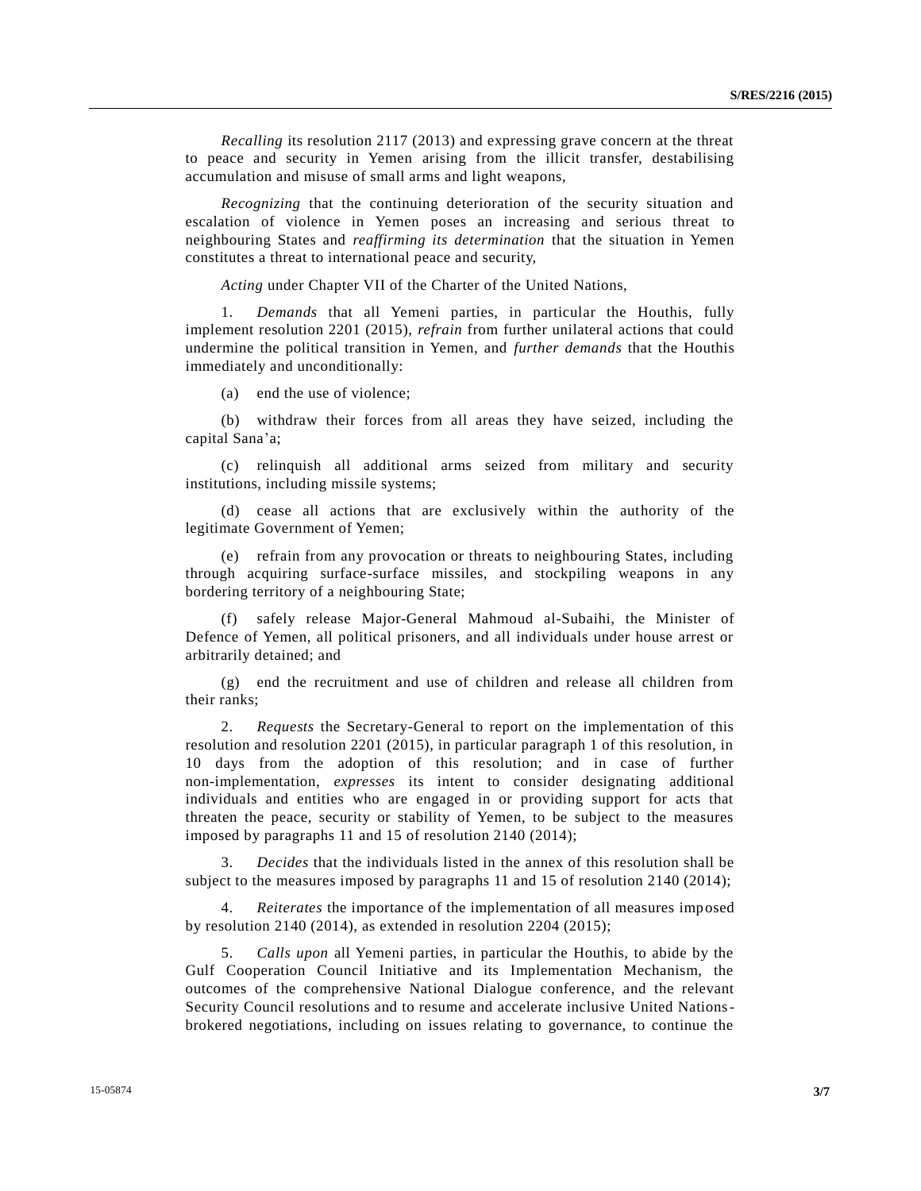*Recalling* its resolution 2117 (2013) and expressing grave concern at the threat to peace and security in Yemen arising from the illicit transfer, destabilising accumulation and misuse of small arms and light weapons,

*Recognizing* that the continuing deterioration of the security situation and escalation of violence in Yemen poses an increasing and serious threat to neighbouring States and *reaffirming its determination* that the situation in Yemen constitutes a threat to international peace and security,

*Acting* under Chapter VII of the Charter of the United Nations,

1. *Demands* that all Yemeni parties, in particular the Houthis, fully implement resolution 2201 (2015), *refrain* from further unilateral actions that could undermine the political transition in Yemen, and *further demands* that the Houthis immediately and unconditionally:

(a) end the use of violence;

(b) withdraw their forces from all areas they have seized, including the capital Sana'a;

(c) relinquish all additional arms seized from military and security institutions, including missile systems;

(d) cease all actions that are exclusively within the authority of the legitimate Government of Yemen;

(e) refrain from any provocation or threats to neighbouring States, including through acquiring surface-surface missiles, and stockpiling weapons in any bordering territory of a neighbouring State;

(f) safely release Major-General Mahmoud al-Subaihi, the Minister of Defence of Yemen, all political prisoners, and all individuals under house arrest or arbitrarily detained; and

(g) end the recruitment and use of children and release all children from their ranks;

2. *Requests* the Secretary-General to report on the implementation of this resolution and resolution 2201 (2015), in particular paragraph 1 of this resolution, in 10 days from the adoption of this resolution; and in case of further non-implementation, *expresses* its intent to consider designating additional individuals and entities who are engaged in or providing support for acts that threaten the peace, security or stability of Yemen, to be subject to the measures imposed by paragraphs 11 and 15 of resolution 2140 (2014);

3. *Decides* that the individuals listed in the annex of this resolution shall be subject to the measures imposed by paragraphs 11 and 15 of resolution 2140 (2014);

4. *Reiterates* the importance of the implementation of all measures imposed by resolution 2140 (2014), as extended in resolution 2204 (2015);

5. *Calls upon* all Yemeni parties, in particular the Houthis, to abide by the Gulf Cooperation Council Initiative and its Implementation Mechanism, the outcomes of the comprehensive National Dialogue conference, and the relevant Security Council resolutions and to resume and accelerate inclusive United Nations-brokered negotiations, including on issues relating to governance, to continue the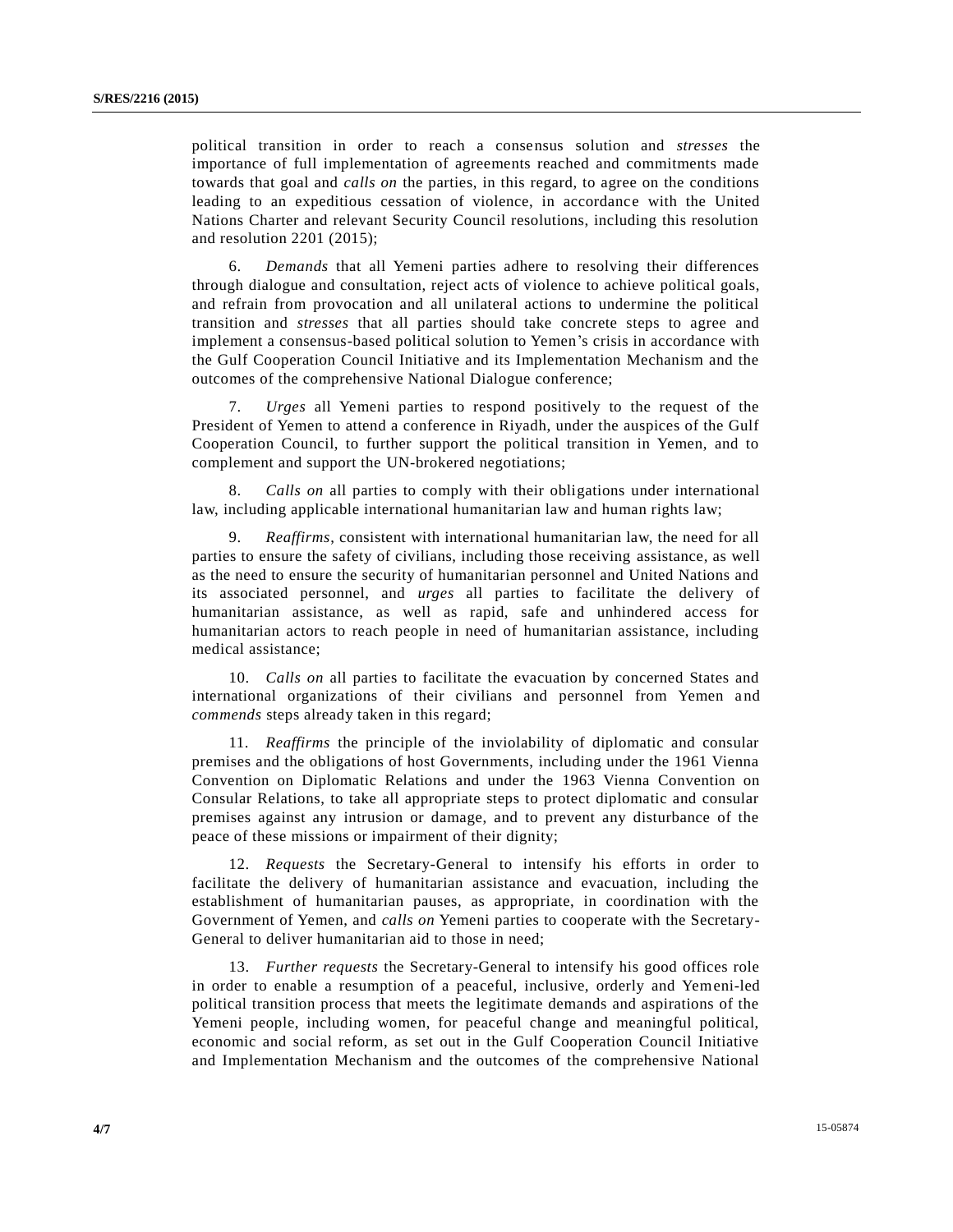political transition in order to reach a consensus solution and *stresses* the importance of full implementation of agreements reached and commitments made towards that goal and *calls on* the parties, in this regard, to agree on the conditions leading to an expeditious cessation of violence, in accordance with the United Nations Charter and relevant Security Council resolutions, including this resolution and resolution 2201 (2015);

6. *Demands* that all Yemeni parties adhere to resolving their differences through dialogue and consultation, reject acts of violence to achieve political goals, and refrain from provocation and all unilateral actions to undermine the political transition and *stresses* that all parties should take concrete steps to agree and implement a consensus-based political solution to Yemen's crisis in accordance with the Gulf Cooperation Council Initiative and its Implementation Mechanism and the outcomes of the comprehensive National Dialogue conference;

7. *Urges* all Yemeni parties to respond positively to the request of the President of Yemen to attend a conference in Riyadh, under the auspices of the Gulf Cooperation Council, to further support the political transition in Yemen, and to complement and support the UN-brokered negotiations;

8. *Calls on* all parties to comply with their obligations under international law, including applicable international humanitarian law and human rights law;

9. *Reaffirms*, consistent with international humanitarian law, the need for all parties to ensure the safety of civilians, including those receiving assistance, as well as the need to ensure the security of humanitarian personnel and United Nations and its associated personnel, and *urges* all parties to facilitate the delivery of humanitarian assistance, as well as rapid, safe and unhindered access for humanitarian actors to reach people in need of humanitarian assistance, including medical assistance;

10. *Calls on* all parties to facilitate the evacuation by concerned States and international organizations of their civilians and personnel from Yemen and *commends* steps already taken in this regard;

11. *Reaffirms* the principle of the inviolability of diplomatic and consular premises and the obligations of host Governments, including under the 1961 Vienna Convention on Diplomatic Relations and under the 1963 Vienna Convention on Consular Relations, to take all appropriate steps to protect diplomatic and consular premises against any intrusion or damage, and to prevent any disturbance of the peace of these missions or impairment of their dignity;

12. *Requests* the Secretary-General to intensify his efforts in order to facilitate the delivery of humanitarian assistance and evacuation, including the establishment of humanitarian pauses, as appropriate, in coordination with the Government of Yemen, and *calls on* Yemeni parties to cooperate with the Secretary-General to deliver humanitarian aid to those in need;

13. *Further requests* the Secretary-General to intensify his good offices role in order to enable a resumption of a peaceful, inclusive, orderly and Yemeni-led political transition process that meets the legitimate demands and aspirations of the Yemeni people, including women, for peaceful change and meaningful political, economic and social reform, as set out in the Gulf Cooperation Council Initiative and Implementation Mechanism and the outcomes of the comprehensive National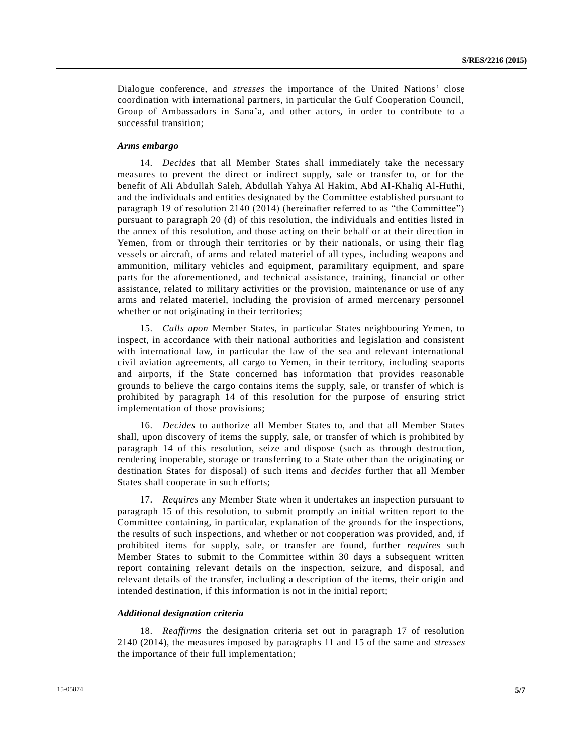Dialogue conference, and *stresses* the importance of the United Nations' close coordination with international partners, in particular the Gulf Cooperation Council, Group of Ambassadors in Sana'a, and other actors, in order to contribute to a successful transition;

### *Arms embargo*

14. *Decides* that all Member States shall immediately take the necessary measures to prevent the direct or indirect supply, sale or transfer to, or for the benefit of Ali Abdullah Saleh, Abdullah Yahya Al Hakim, Abd Al-Khaliq Al-Huthi, and the individuals and entities designated by the Committee established pursuant to paragraph 19 of resolution 2140 (2014) (hereinafter referred to as "the Committee") pursuant to paragraph 20 (d) of this resolution, the individuals and entities listed in the annex of this resolution, and those acting on their behalf or at their direction in Yemen, from or through their territories or by their nationals, or using their flag vessels or aircraft, of arms and related materiel of all types, including weapons and ammunition, military vehicles and equipment, paramilitary equipment, and spare parts for the aforementioned, and technical assistance, training, financial or other assistance, related to military activities or the provision, maintenance or use of any arms and related materiel, including the provision of armed mercenary personnel whether or not originating in their territories;

15. *Calls upon* Member States, in particular States neighbouring Yemen, to inspect, in accordance with their national authorities and legislation and consistent with international law, in particular the law of the sea and relevant international civil aviation agreements, all cargo to Yemen, in their territory, including seaports and airports, if the State concerned has information that provides reasonable grounds to believe the cargo contains items the supply, sale, or transfer of which is prohibited by paragraph 14 of this resolution for the purpose of ensuring strict implementation of those provisions;

16. *Decides* to authorize all Member States to, and that all Member States shall, upon discovery of items the supply, sale, or transfer of which is prohibited by paragraph 14 of this resolution, seize and dispose (such as through destruction, rendering inoperable, storage or transferring to a State other than the originating or destination States for disposal) of such items and *decides* further that all Member States shall cooperate in such efforts;

17. *Requires* any Member State when it undertakes an inspection pursuant to paragraph 15 of this resolution, to submit promptly an initial written report to the Committee containing, in particular, explanation of the grounds for the inspections, the results of such inspections, and whether or not cooperation was provided, and, if prohibited items for supply, sale, or transfer are found, further *requires* such Member States to submit to the Committee within 30 days a subsequent written report containing relevant details on the inspection, seizure, and disposal, and relevant details of the transfer, including a description of the items, their origin and intended destination, if this information is not in the initial report;

### *Additional designation criteria*

18. *Reaffirms* the designation criteria set out in paragraph 17 of resolution 2140 (2014), the measures imposed by paragraphs 11 and 15 of the same and *stresses* the importance of their full implementation;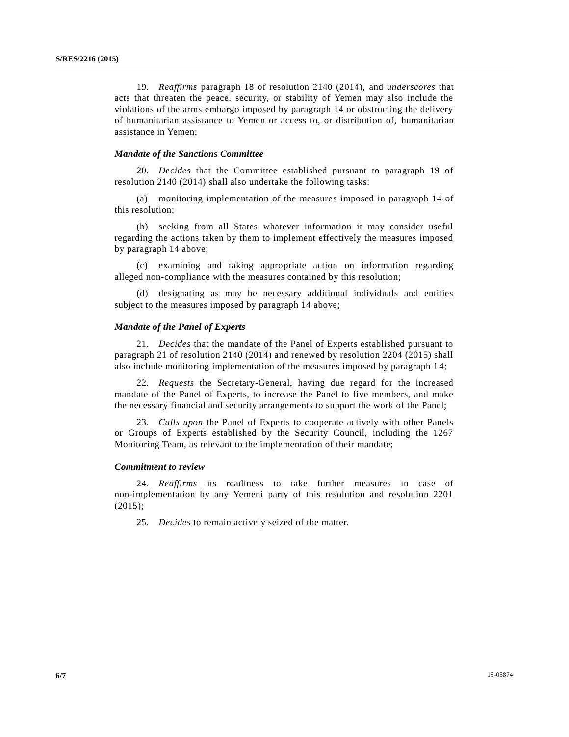19. *Reaffirms* paragraph 18 of resolution 2140 (2014), and *underscores* that acts that threaten the peace, security, or stability of Yemen may also include the violations of the arms embargo imposed by paragraph 14 or obstructing the delivery of humanitarian assistance to Yemen or access to, or distribution of, humanitarian assistance in Yemen;

### *Mandate of the Sanctions Committee*

20. *Decides* that the Committee established pursuant to paragraph 19 of resolution 2140 (2014) shall also undertake the following tasks:

(a) monitoring implementation of the measures imposed in paragraph 14 of this resolution;

(b) seeking from all States whatever information it may consider useful regarding the actions taken by them to implement effectively the measures imposed by paragraph 14 above;

(c) examining and taking appropriate action on information regarding alleged non-compliance with the measures contained by this resolution;

(d) designating as may be necessary additional individuals and entities subject to the measures imposed by paragraph 14 above;

### *Mandate of the Panel of Experts*

21. *Decides* that the mandate of the Panel of Experts established pursuant to paragraph 21 of resolution 2140 (2014) and renewed by resolution 2204 (2015) shall also include monitoring implementation of the measures imposed by paragraph 14;

22. *Requests* the Secretary-General, having due regard for the increased mandate of the Panel of Experts, to increase the Panel to five members, and make the necessary financial and security arrangements to support the work of the Panel;

23. *Calls upon* the Panel of Experts to cooperate actively with other Panels or Groups of Experts established by the Security Council, including the 1267 Monitoring Team, as relevant to the implementation of their mandate;

### *Commitment to review*

24. *Reaffirms* its readiness to take further measures in case of non-implementation by any Yemeni party of this resolution and resolution 2201 (2015);

25. *Decides* to remain actively seized of the matter.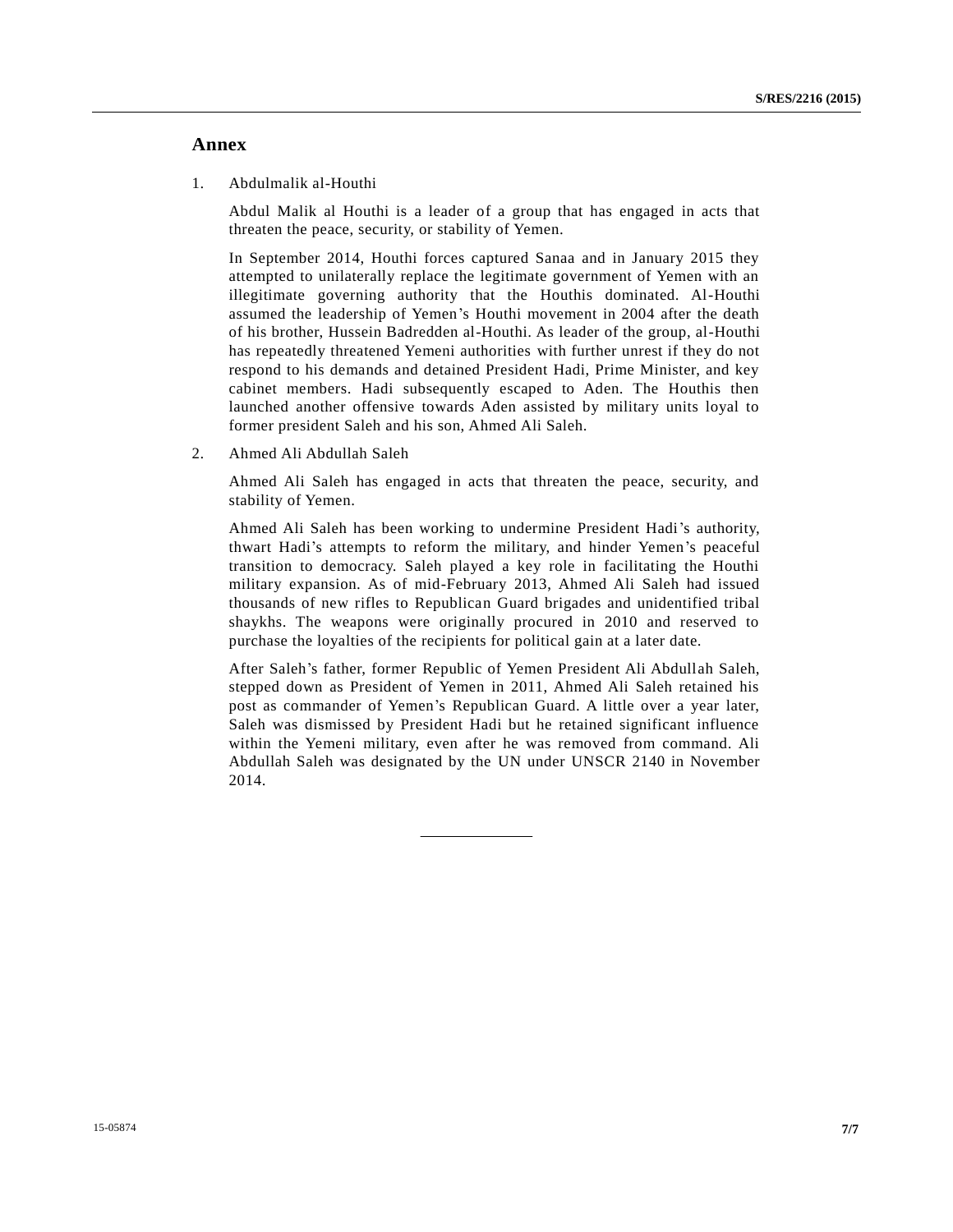## Annex

1. Abdulmalik al-Houthi

   Abdul Malik al Houthi is a leader of a group that has engaged in acts that threaten the peace, security, or stability of Yemen.

   In September 2014, Houthi forces captured Sanaa and in January 2015 they attempted to unilaterally replace the legitimate government of Yemen with an illegitimate governing authority that the Houthis dominated. Al-Houthi assumed the leadership of Yemen's Houthi movement in 2004 after the death of his brother, Hussein Badredden al-Houthi. As leader of the group, al-Houthi has repeatedly threatened Yemeni authorities with further unrest if they do not respond to his demands and detained President Hadi, Prime Minister, and key cabinet members. Hadi subsequently escaped to Aden. The Houthis then launched another offensive towards Aden assisted by military units loyal to former president Saleh and his son, Ahmed Ali Saleh.

2. Ahmed Ali Abdullah Saleh

   Ahmed Ali Saleh has engaged in acts that threaten the peace, security, and stability of Yemen.

   Ahmed Ali Saleh has been working to undermine President Hadi's authority, thwart Hadi's attempts to reform the military, and hinder Yemen's peaceful transition to democracy. Saleh played a key role in facilitating the Houthi military expansion. As of mid-February 2013, Ahmed Ali Saleh had issued thousands of new rifles to Republican Guard brigades and unidentified tribal shaykhs. The weapons were originally procured in 2010 and reserved to purchase the loyalties of the recipients for political gain at a later date.

   After Saleh's father, former Republic of Yemen President Ali Abdullah Saleh, stepped down as President of Yemen in 2011, Ahmed Ali Saleh retained his post as commander of Yemen's Republican Guard. A little over a year later, Saleh was dismissed by President Hadi but he retained significant influence within the Yemeni military, even after he was removed from command. Ali Abdullah Saleh was designated by the UN under UNSCR 2140 in November 2014.